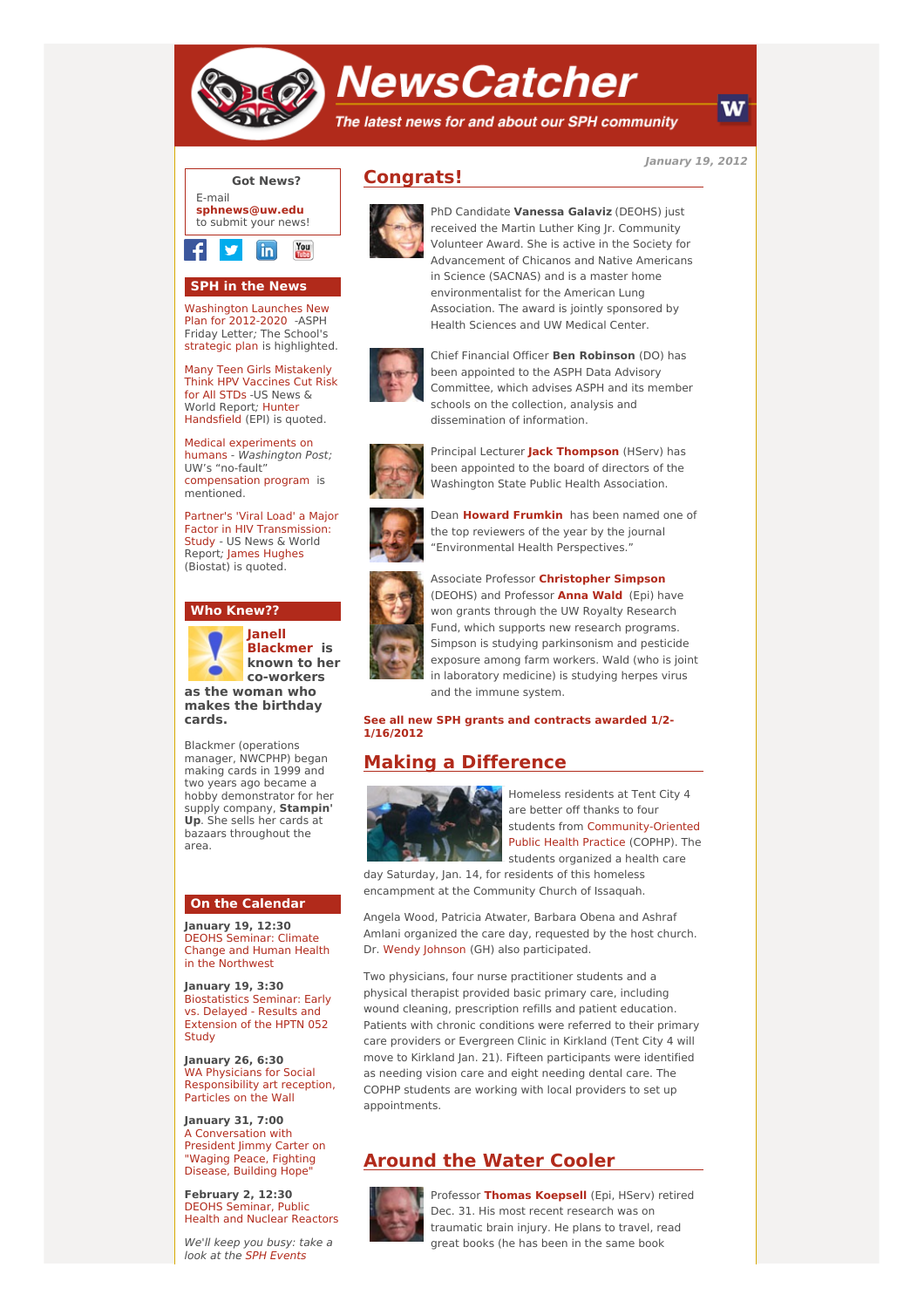# NewsCatcher

*The latest news for and about our SPH community*

*January 19, 2012*

**Got News?**

E-mail **sphnews@uw.edu** to submit your news!

## SPH in the News

Washington Launches New Plan for 2012-2020 -ASPH Friday Letter; The School's strategic plan is highlighted.

Many Teen Girls Mistakenly Think HPV Vaccines Cut Risk for All STDs -US News & World Report; Hunter Handsfield (EPI) is quoted.

Medical experiments on humans - *Washington Post;* UW's "no-fault" compensation program is mentioned.

Partner's 'Viral Load' a Major Factor in HIV Transmission: Study - US News & World Report; James Hughes (Biostat) is quoted.

## Who Knew??

**Janell Blackmer is known to her co-workers as the woman who makes the birthday cards.**

Blackmer (operations manager, NWCPHP) began making cards in 1999 and two years ago became a hobby demonstrator for her supply company, **Stampin' Up**. She sells her cards at bazaars throughout the area.

## On the Calendar

**January 19, 12:30**
DEOHS Seminar: Climate Change and Human Health in the Northwest

**January 19, 3:30**
Biostatistics Seminar: Early vs. Delayed - Results and Extension of the HPTN 052 Study

**January 26, 6:30**
WA Physicians for Social Responsibility art reception, Particles on the Wall

**January 31, 7:00**
A Conversation with President Jimmy Carter on "Waging Peace, Fighting Disease, Building Hope"

**February 2, 12:30**
DEOHS Seminar, Public Health and Nuclear Reactors

*We'll keep you busy: take a look at the SPH Events*

## Congrats!

PhD Candidate **Vanessa Galaviz** (DEOHS) just received the Martin Luther King Jr. Community Volunteer Award. She is active in the Society for Advancement of Chicanos and Native Americans in Science (SACNAS) and is a master home environmentalist for the American Lung Association. The award is jointly sponsored by Health Sciences and UW Medical Center.

Chief Financial Officer **Ben Robinson** (DO) has been appointed to the ASPH Data Advisory Committee, which advises ASPH and its member schools on the collection, analysis and dissemination of information.

Principal Lecturer **Jack Thompson** (HServ) has been appointed to the board of directors of the Washington State Public Health Association.

Dean **Howard Frumkin** has been named one of the top reviewers of the year by the journal "Environmental Health Perspectives."

Associate Professor **Christopher Simpson** (DEOHS) and Professor **Anna Wald** (Epi) have won grants through the UW Royalty Research Fund, which supports new research programs. Simpson is studying parkinsonism and pesticide exposure among farm workers. Wald (who is joint in laboratory medicine) is studying herpes virus and the immune system.

**See all new SPH grants and contracts awarded 1/2-1/16/2012**

## Making a Difference

Homeless residents at Tent City 4 are better off thanks to four students from Community-Oriented Public Health Practice (COPHP). The students organized a health care day Saturday, Jan. 14, for residents of this homeless encampment at the Community Church of Issaquah.

Angela Wood, Patricia Atwater, Barbara Obena and Ashraf Amlani organized the care day, requested by the host church. Dr. Wendy Johnson (GH) also participated.

Two physicians, four nurse practitioner students and a physical therapist provided basic primary care, including wound cleaning, prescription refills and patient education. Patients with chronic conditions were referred to their primary care providers or Evergreen Clinic in Kirkland (Tent City 4 will move to Kirkland Jan. 21). Fifteen participants were identified as needing vision care and eight needing dental care. The COPHP students are working with local providers to set up appointments.

## Around the Water Cooler

Professor **Thomas Koepsell** (Epi, HServ) retired Dec. 31. His most recent research was on traumatic brain injury. He plans to travel, read great books (he has been in the same book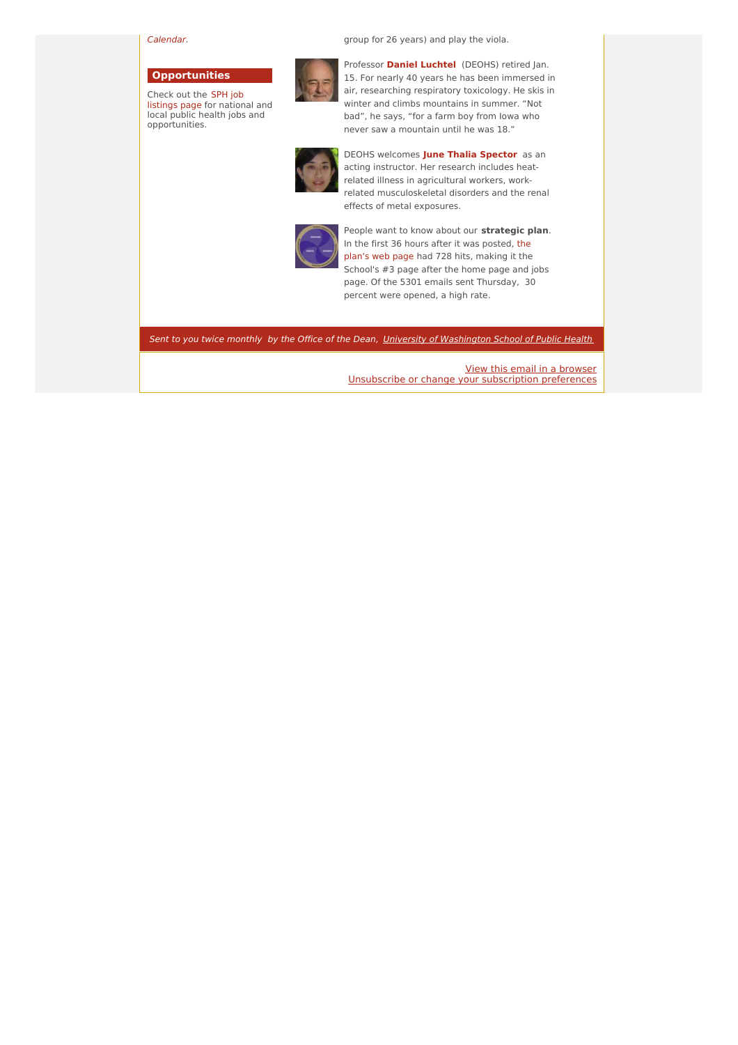*Calendar*.

## Opportunities

Check out the SPH job listings page for national and local public health jobs and opportunities.

group for 26 years) and play the viola.

Professor **Daniel Luchtel** (DEOHS) retired Jan. 15. For nearly 40 years he has been immersed in air, researching respiratory toxicology. He skis in winter and climbs mountains in summer. "Not bad", he says, "for a farm boy from Iowa who never saw a mountain until he was 18."

DEOHS welcomes **June Thalia Spector** as an acting instructor. Her research includes heat-related illness in agricultural workers, work-related musculoskeletal disorders and the renal effects of metal exposures.

People want to know about our **strategic plan**. In the first 36 hours after it was posted, the plan's web page had 728 hits, making it the School's #3 page after the home page and jobs page. Of the 5301 emails sent Thursday, 30 percent were opened, a high rate.

*Sent to you twice monthly by the Office of the Dean, University of Washington School of Public Health*

View this email in a browser
Unsubscribe or change your subscription preferences